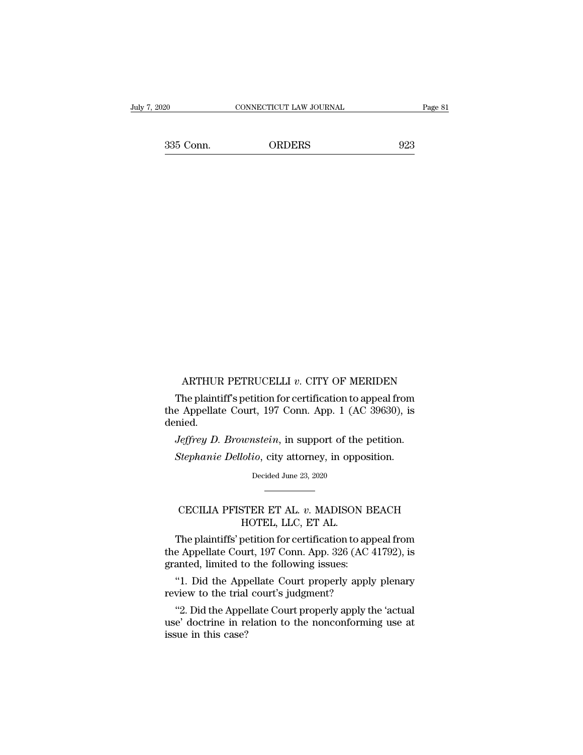ARTHUR PETRUCELLI *v.* CITY OF MERIDEN

The plaintiff's petition for certification to appeal from the Appellate Court, 197 Conn. App. 1 (AC 39630), is denied.

*Jeffrey D. Brownstein*, in support of the petition.

*Stephanie Dellolio*, city attorney, in opposition.

Decided June 23, 2020

---

CECILIA PFISTER ET AL. *v.* MADISON BEACH HOTEL, LLC, ET AL.

The plaintiffs' petition for certification to appeal from the Appellate Court, 197 Conn. App. 326 (AC 41792), is granted, limited to the following issues:

"1. Did the Appellate Court properly apply plenary review to the trial court's judgment?

"2. Did the Appellate Court properly apply the 'actual use' doctrine in relation to the nonconforming use at issue in this case?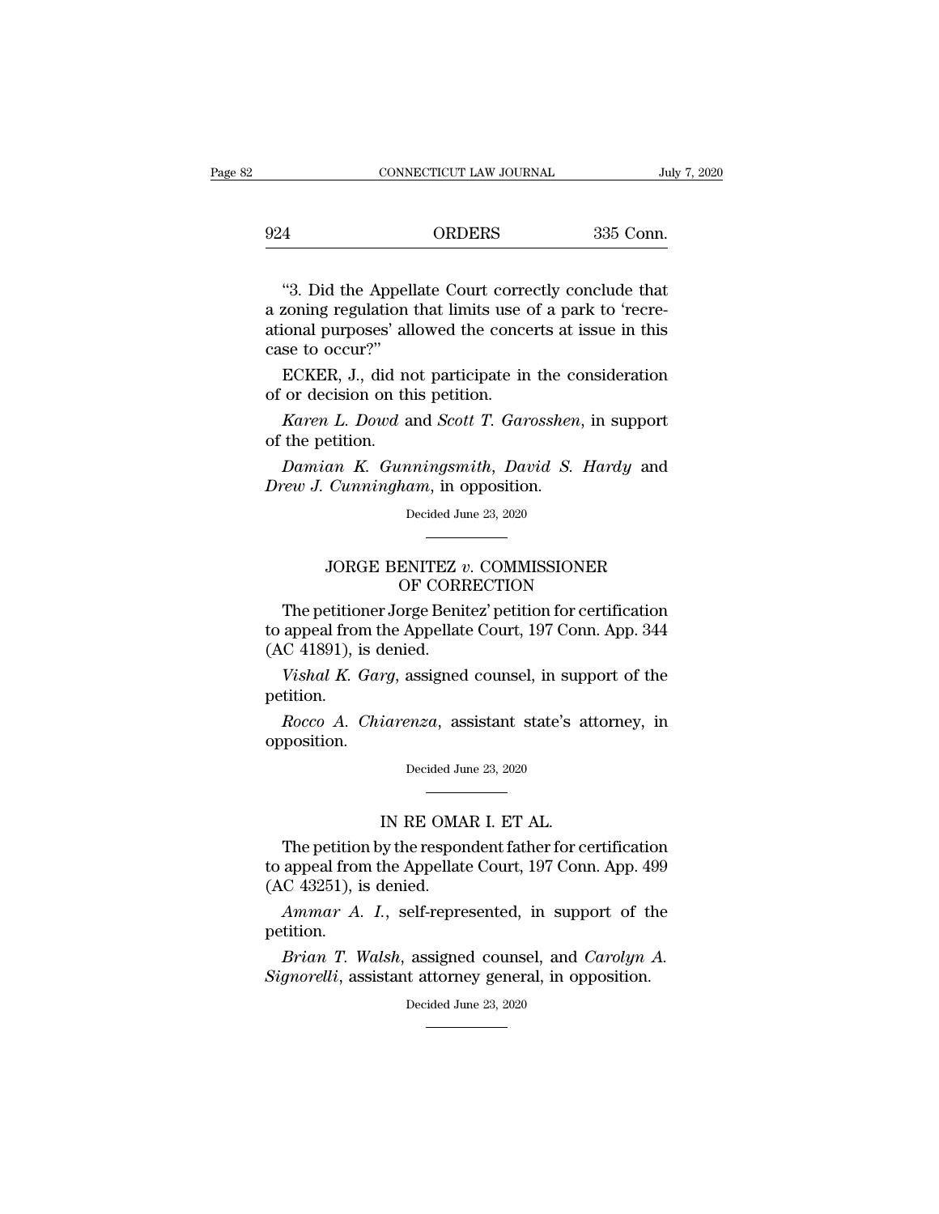"3. Did the Appellate Court correctly conclude that a zoning regulation that limits use of a park to 'recreational purposes' allowed the concerts at issue in this case to occur?"

ECKER, J., did not participate in the consideration of or decision on this petition.

*Karen L. Dowd* and *Scott T. Garosshen*, in support of the petition.

*Damian K. Gunningsmith*, *David S. Hardy* and *Drew J. Cunningham*, in opposition.

Decided June 23, 2020

## JORGE BENITEZ *v.* COMMISSIONER OF CORRECTION

The petitioner Jorge Benitez' petition for certification to appeal from the Appellate Court, 197 Conn. App. 344 (AC 41891), is denied.

*Vishal K. Garg*, assigned counsel, in support of the petition.

*Rocco A. Chiarenza*, assistant state's attorney, in opposition.

Decided June 23, 2020

## IN RE OMAR I. ET AL.

The petition by the respondent father for certification to appeal from the Appellate Court, 197 Conn. App. 499 (AC 43251), is denied.

*Ammar A. I.*, self-represented, in support of the petition.

*Brian T. Walsh*, assigned counsel, and *Carolyn A. Signorelli*, assistant attorney general, in opposition.

Decided June 23, 2020